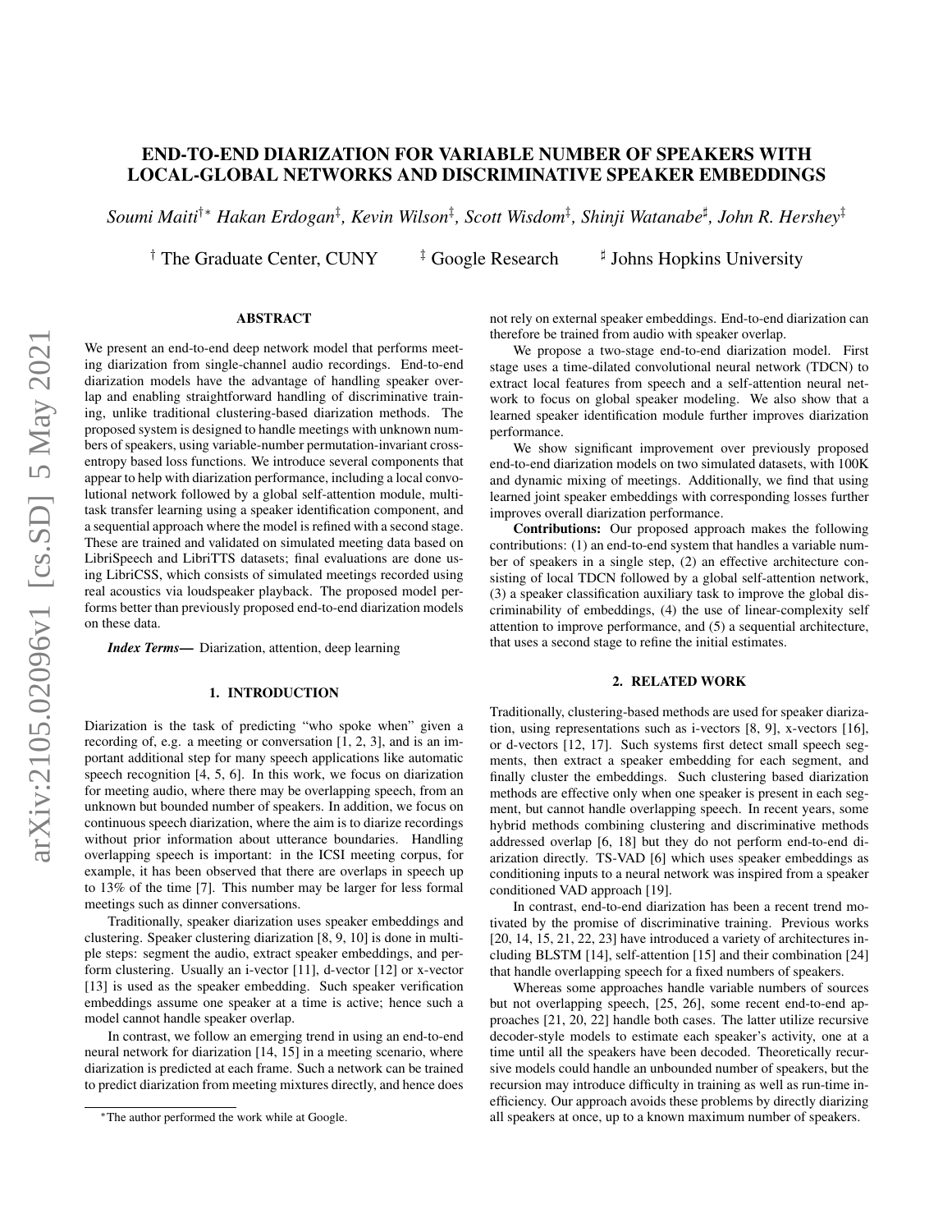# END-TO-END DIARIZATION FOR VARIABLE NUMBER OF SPEAKERS WITH LOCAL-GLOBAL NETWORKS AND DISCRIMINATIVE SPEAKER EMBEDDINGS

*Soumi Maiti[†*] Hakan Erdogan[‡], Kevin Wilson[‡], Scott Wisdom[‡], Shinji Watanabe[♯], John R. Hershey[‡]*

[†] The Graduate Center, CUNY  [‡] Google Research  [♯] Johns Hopkins University

## ABSTRACT

We present an end-to-end deep network model that performs meeting diarization from single-channel audio recordings. End-to-end diarization models have the advantage of handling speaker overlap and enabling straightforward handling of discriminative training, unlike traditional clustering-based diarization methods. The proposed system is designed to handle meetings with unknown numbers of speakers, using variable-number permutation-invariant cross-entropy based loss functions. We introduce several components that appear to help with diarization performance, including a local convolutional network followed by a global self-attention module, multi-task transfer learning using a speaker identification component, and a sequential approach where the model is refined with a second stage. These are trained and validated on simulated meeting data based on LibriSpeech and LibriTTS datasets; final evaluations are done using LibriCSS, which consists of simulated meetings recorded using real acoustics via loudspeaker playback. The proposed model performs better than previously proposed end-to-end diarization models on these data.

***Index Terms*—** Diarization, attention, deep learning

## 1. INTRODUCTION

Diarization is the task of predicting "who spoke when" given a recording of, e.g. a meeting or conversation [1, 2, 3], and is an important additional step for many speech applications like automatic speech recognition [4, 5, 6]. In this work, we focus on diarization for meeting audio, where there may be overlapping speech, from an unknown but bounded number of speakers. In addition, we focus on continuous speech diarization, where the aim is to diarize recordings without prior information about utterance boundaries. Handling overlapping speech is important: in the ICSI meeting corpus, for example, it has been observed that there are overlaps in speech up to 13% of the time [7]. This number may be larger for less formal meetings such as dinner conversations.

Traditionally, speaker diarization uses speaker embeddings and clustering. Speaker clustering diarization [8, 9, 10] is done in multiple steps: segment the audio, extract speaker embeddings, and perform clustering. Usually an i-vector [11], d-vector [12] or x-vector [13] is used as the speaker embedding. Such speaker verification embeddings assume one speaker at a time is active; hence such a model cannot handle speaker overlap.

In contrast, we follow an emerging trend in using an end-to-end neural network for diarization [14, 15] in a meeting scenario, where diarization is predicted at each frame. Such a network can be trained to predict diarization from meeting mixtures directly, and hence does not rely on external speaker embeddings. End-to-end diarization can therefore be trained from audio with speaker overlap.

We propose a two-stage end-to-end diarization model. First stage uses a time-dilated convolutional neural network (TDCN) to extract local features from speech and a self-attention neural network to focus on global speaker modeling. We also show that a learned speaker identification module further improves diarization performance.

We show significant improvement over previously proposed end-to-end diarization models on two simulated datasets, with 100K and dynamic mixing of meetings. Additionally, we find that using learned joint speaker embeddings with corresponding losses further improves overall diarization performance.

**Contributions:** Our proposed approach makes the following contributions: (1) an end-to-end system that handles a variable number of speakers in a single step, (2) an effective architecture consisting of local TDCN followed by a global self-attention network, (3) a speaker classification auxiliary task to improve the global discriminability of embeddings, (4) the use of linear-complexity self attention to improve performance, and (5) a sequential architecture, that uses a second stage to refine the initial estimates.

## 2. RELATED WORK

Traditionally, clustering-based methods are used for speaker diarization, using representations such as i-vectors [8, 9], x-vectors [16], or d-vectors [12, 17]. Such systems first detect small speech segments, then extract a speaker embedding for each segment, and finally cluster the embeddings. Such clustering based diarization methods are effective only when one speaker is present in each segment, but cannot handle overlapping speech. In recent years, some hybrid methods combining clustering and discriminative methods addressed overlap [6, 18] but they do not perform end-to-end diarization directly. TS-VAD [6] which uses speaker embeddings as conditioning inputs to a neural network was inspired from a speaker conditioned VAD approach [19].

In contrast, end-to-end diarization has been a recent trend motivated by the promise of discriminative training. Previous works [20, 14, 15, 21, 22, 23] have introduced a variety of architectures including BLSTM [14], self-attention [15] and their combination [24] that handle overlapping speech for a fixed numbers of speakers.

Whereas some approaches handle variable numbers of sources but not overlapping speech, [25, 26], some recent end-to-end approaches [21, 20, 22] handle both cases. The latter utilize recursive decoder-style models to estimate each speaker's activity, one at a time until all the speakers have been decoded. Theoretically recursive models could handle an unbounded number of speakers, but the recursion may introduce difficulty in training as well as run-time inefficiency. Our approach avoids these problems by directly diarizing all speakers at once, up to a known maximum number of speakers.

[*] The author performed the work while at Google.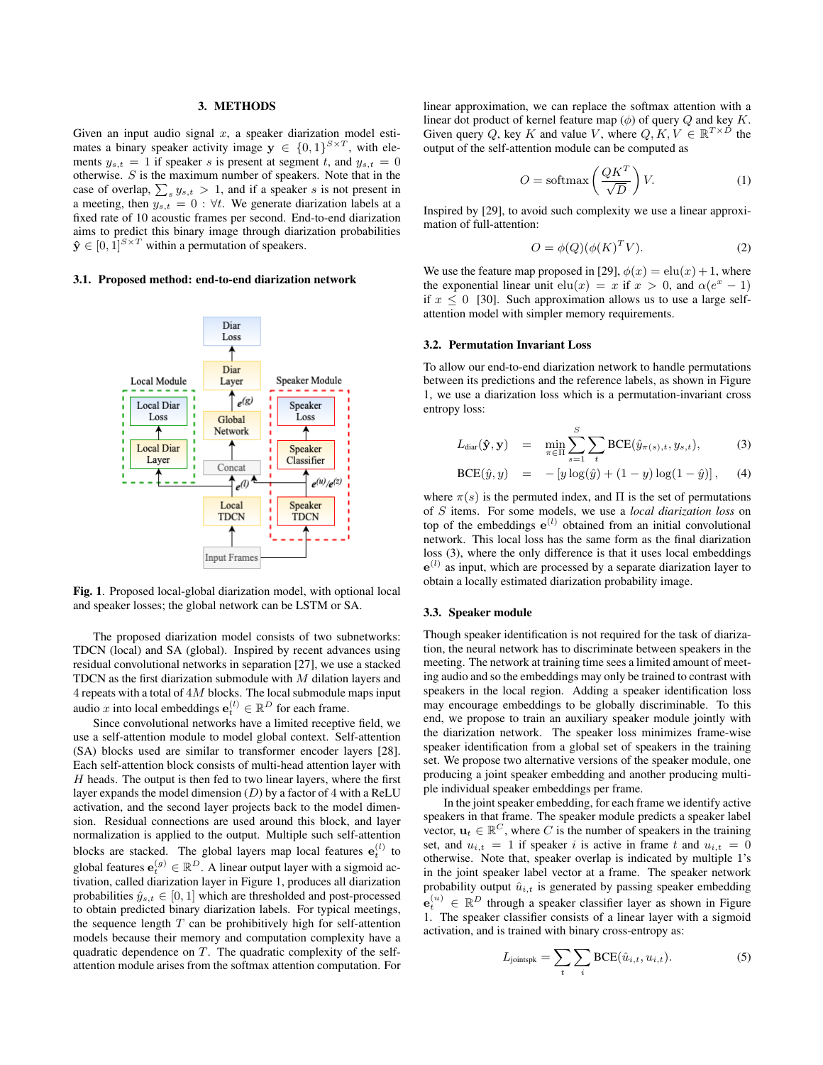## 3. METHODS

Given an input audio signal $x$, a speaker diarization model estimates a binary speaker activity image $\mathbf{y} \in \{0,1\}^{S \times T}$, with elements $y_{s,t} = 1$ if speaker $s$ is present at segment $t$, and $y_{s,t} = 0$ otherwise. $S$ is the maximum number of speakers. Note that in the case of overlap, $\sum_s y_{s,t} > 1$, and if a speaker $s$ is not present in a meeting, then $y_{s,t} = 0 : \forall t$. We generate diarization labels at a fixed rate of 10 acoustic frames per second. End-to-end diarization aims to predict this binary image through diarization probabilities $\hat{\mathbf{y}} \in [0,1]^{S \times T}$ within a permutation of speakers.

### 3.1. Proposed method: end-to-end diarization network

Diar Loss
Diar Layer
$e^{(g)}$
Global Network
Local Module
Local Diar Loss
Local Diar Layer
Concat
$e^{(l)}$
Speaker Module
Speaker Loss
Speaker Classifier
$e^{(u)}/e^{(z)}$
Local TDCN
Speaker TDCN
Input Frames

**Fig. 1**. Proposed local-global diarization model, with optional local and speaker losses; the global network can be LSTM or SA.

The proposed diarization model consists of two subnetworks: TDCN (local) and SA (global). Inspired by recent advances using residual convolutional networks in separation [27], we use a stacked TDCN as the first diarization submodule with $M$ dilation layers and 4 repeats with a total of $4M$ blocks. The local submodule maps input audio $x$ into local embeddings $\mathbf{e}_t^{(l)} \in \mathbb{R}^D$ for each frame.

Since convolutional networks have a limited receptive field, we use a self-attention module to model global context. Self-attention (SA) blocks used are similar to transformer encoder layers [28]. Each self-attention block consists of multi-head attention layer with $H$ heads. The output is then fed to two linear layers, where the first layer expands the model dimension ($D$) by a factor of 4 with a ReLU activation, and the second layer projects back to the model dimension. Residual connections are used around this block, and layer normalization is applied to the output. Multiple such self-attention blocks are stacked. The global layers map local features $\mathbf{e}_t^{(l)}$ to global features $\mathbf{e}_t^{(g)} \in \mathbb{R}^D$. A linear output layer with a sigmoid activation, called diarization layer in Figure 1, produces all diarization probabilities $\hat{y}_{s,t} \in [0,1]$ which are thresholded and post-processed to obtain predicted binary diarization labels. For typical meetings, the sequence length $T$ can be prohibitively high for self-attention models because their memory and computation complexity have a quadratic dependence on $T$. The quadratic complexity of the self-attention module arises from the softmax attention computation. For linear approximation, we can replace the softmax attention with a linear dot product of kernel feature map ($\phi$) of query $Q$ and key $K$. Given query $Q$, key $K$ and value $V$, where $Q, K, V \in \mathbb{R}^{T \times D}$ the output of the self-attention module can be computed as

$$O = \text{softmax}\left(\frac{QK^T}{\sqrt{D}}\right)V. \tag{1}$$

Inspired by [29], to avoid such complexity we use a linear approximation of full-attention:

$$O = \phi(Q)(\phi(K)^T V). \tag{2}$$

We use the feature map proposed in [29], $\phi(x) = \text{elu}(x) + 1$, where the exponential linear unit $\text{elu}(x) = x$ if $x > 0$, and $\alpha(e^x - 1)$ if $x \leq 0$ [30]. Such approximation allows us to use a large self-attention model with simpler memory requirements.

### 3.2. Permutation Invariant Loss

To allow our end-to-end diarization network to handle permutations between its predictions and the reference labels, as shown in Figure 1, we use a diarization loss which is a permutation-invariant cross entropy loss:

$$L_{\text{diar}}(\hat{\mathbf{y}}, \mathbf{y}) = \min_{\pi \in \Pi} \sum_{s=1}^{S} \sum_t \text{BCE}(\hat{y}_{\pi(s),t}, y_{s,t}), \tag{3}$$

$$\text{BCE}(\hat{y}, y) = -\left[y \log(\hat{y}) + (1-y)\log(1-\hat{y})\right], \tag{4}$$

where $\pi(s)$ is the permuted index, and $\Pi$ is the set of permutations of $S$ items. For some models, we use a *local diarization loss* on top of the embeddings $\mathbf{e}^{(l)}$ obtained from an initial convolutional network. This local loss has the same form as the final diarization loss (3), where the only difference is that it uses local embeddings $\mathbf{e}^{(l)}$ as input, which are processed by a separate diarization layer to obtain a locally estimated diarization probability image.

### 3.3. Speaker module

Though speaker identification is not required for the task of diarization, the neural network has to discriminate between speakers in the meeting. The network at training time sees a limited amount of meeting audio and so the embeddings may only be trained to contrast with speakers in the local region. Adding a speaker identification loss may encourage embeddings to be globally discriminable. To this end, we propose to train an auxiliary speaker module jointly with the diarization network. The speaker loss minimizes frame-wise speaker identification from a global set of speakers in the training set. We propose two alternative versions of the speaker module, one producing a joint speaker embedding and another producing multiple individual speaker embeddings per frame.

In the joint speaker embedding, for each frame we identify active speakers in that frame. The speaker module predicts a speaker label vector, $\mathbf{u}_t \in \mathbb{R}^C$, where $C$ is the number of speakers in the training set, and $u_{i,t} = 1$ if speaker $i$ is active in frame $t$ and $u_{i,t} = 0$ otherwise. Note that, speaker overlap is indicated by multiple 1's in the joint speaker label vector at a frame. The speaker network probability output $\hat{u}_{i,t}$ is generated by passing speaker embedding $\mathbf{e}_t^{(u)} \in \mathbb{R}^D$ through a speaker classifier layer as shown in Figure 1. The speaker classifier consists of a linear layer with a sigmoid activation, and is trained with binary cross-entropy as:

$$L_{\text{jointspk}} = \sum_t \sum_i \text{BCE}(\hat{u}_{i,t}, u_{i,t}). \tag{5}$$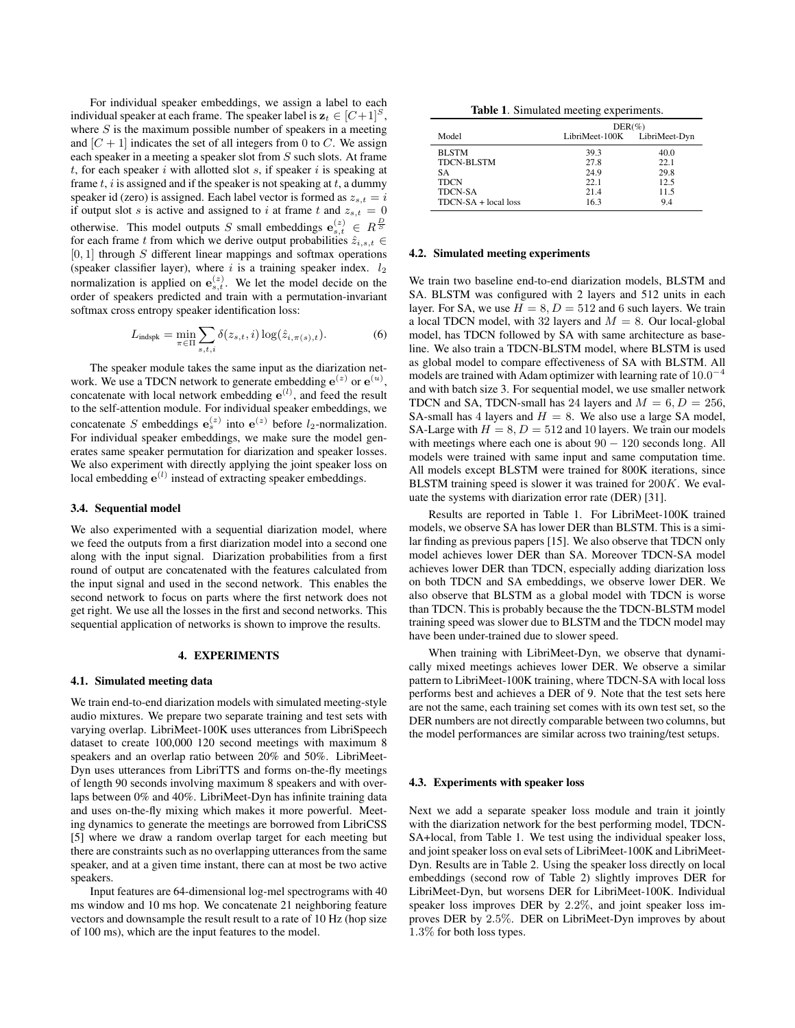For individual speaker embeddings, we assign a label to each individual speaker at each frame. The speaker label is $\mathbf{z}_t \in [C+1]^S$, where $S$ is the maximum possible number of speakers in a meeting and $[C+1]$ indicates the set of all integers from 0 to $C$. We assign each speaker in a meeting a speaker slot from $S$ such slots. At frame $t$, for each speaker $i$ with allotted slot $s$, if speaker $i$ is speaking at frame $t$, $i$ is assigned and if the speaker is not speaking at $t$, a dummy speaker id (zero) is assigned. Each label vector is formed as $z_{s,t} = i$ if output slot $s$ is active and assigned to $i$ at frame $t$ and $z_{s,t} = 0$ otherwise. This model outputs $S$ small embeddings $\mathbf{e}^{(z)}_{s,t} \in R^{\frac{D}{S}}$ for each frame $t$ from which we derive output probabilities $\hat{z}_{i,s,t} \in [0,1]$ through $S$ different linear mappings and softmax operations (speaker classifier layer), where $i$ is a training speaker index. $l_2$ normalization is applied on $\mathbf{e}^{(z)}_{s,t}$. We let the model decide on the order of speakers predicted and train with a permutation-invariant softmax cross entropy speaker identification loss:

$$L_{\text{indspk}} = \min_{\pi \in \Pi} \sum_{s,t,i} \delta(z_{s,t}, i) \log(\hat{z}_{i,\pi(s),t}). \tag{6}$$

The speaker module takes the same input as the diarization network. We use a TDCN network to generate embedding $\mathbf{e}^{(z)}$ or $\mathbf{e}^{(u)}$, concatenate with local network embedding $\mathbf{e}^{(l)}$, and feed the result to the self-attention module. For individual speaker embeddings, we concatenate $S$ embeddings $\mathbf{e}^{(z)}_s$ into $\mathbf{e}^{(z)}$ before $l_2$-normalization. For individual speaker embeddings, we make sure the model generates same speaker permutation for diarization and speaker losses. We also experiment with directly applying the joint speaker loss on local embedding $\mathbf{e}^{(l)}$ instead of extracting speaker embeddings.

### 3.4. Sequential model

We also experimented with a sequential diarization model, where we feed the outputs from a first diarization model into a second one along with the input signal. Diarization probabilities from a first round of output are concatenated with the features calculated from the input signal and used in the second network. This enables the second network to focus on parts where the first network does not get right. We use all the losses in the first and second networks. This sequential application of networks is shown to improve the results.

## 4. EXPERIMENTS

### 4.1. Simulated meeting data

We train end-to-end diarization models with simulated meeting-style audio mixtures. We prepare two separate training and test sets with varying overlap. LibriMeet-100K uses utterances from LibriSpeech dataset to create 100,000 120 second meetings with maximum 8 speakers and an overlap ratio between 20% and 50%. LibriMeet-Dyn uses utterances from LibriTTS and forms on-the-fly meetings of length 90 seconds involving maximum 8 speakers and with overlaps between 0% and 40%. LibriMeet-Dyn has infinite training data and uses on-the-fly mixing which makes it more powerful. Meeting dynamics to generate the meetings are borrowed from LibriCSS [5] where we draw a random overlap target for each meeting but there are constraints such as no overlapping utterances from the same speaker, and at a given time instant, there can at most be two active speakers.

Input features are 64-dimensional log-mel spectrograms with 40 ms window and 10 ms hop. We concatenate 21 neighboring feature vectors and downsample the result result to a rate of 10 Hz (hop size of 100 ms), which are the input features to the model.

**Table 1**. Simulated meeting experiments.

| Model | DER(%) LibriMeet-100K | DER(%) LibriMeet-Dyn |
|---|---|---|
| BLSTM | 39.3 | 40.0 |
| TDCN-BLSTM | 27.8 | 22.1 |
| SA | 24.9 | 29.8 |
| TDCN | 22.1 | 12.5 |
| TDCN-SA | 21.4 | 11.5 |
| TDCN-SA + local loss | 16.3 | 9.4 |

### 4.2. Simulated meeting experiments

We train two baseline end-to-end diarization models, BLSTM and SA. BLSTM was configured with 2 layers and 512 units in each layer. For SA, we use $H = 8, D = 512$ and 6 such layers. We train a local TDCN model, with 32 layers and $M = 8$. Our local-global model, has TDCN followed by SA with same architecture as baseline. We also train a TDCN-BLSTM model, where BLSTM is used as global model to compare effectiveness of SA with BLSTM. All models are trained with Adam optimizer with learning rate of $10.0^{-4}$ and with batch size 3. For sequential model, we use smaller network TDCN and SA, TDCN-small has 24 layers and $M = 6, D = 256$, SA-small has 4 layers and $H = 8$. We also use a large SA model, SA-Large with $H = 8, D = 512$ and 10 layers. We train our models with meetings where each one is about $90 - 120$ seconds long. All models were trained with same input and same computation time. All models except BLSTM were trained for 800K iterations, since BLSTM training speed is slower it was trained for $200K$. We evaluate the systems with diarization error rate (DER) [31].

Results are reported in Table 1. For LibriMeet-100K trained models, we observe SA has lower DER than BLSTM. This is a similar finding as previous papers [15]. We also observe that TDCN only model achieves lower DER than SA. Moreover TDCN-SA model achieves lower DER than TDCN, especially adding diarization loss on both TDCN and SA embeddings, we observe lower DER. We also observe that BLSTM as a global model with TDCN is worse than TDCN. This is probably because the the TDCN-BLSTM model training speed was slower due to BLSTM and the TDCN model may have been under-trained due to slower speed.

When training with LibriMeet-Dyn, we observe that dynamically mixed meetings achieves lower DER. We observe a similar pattern to LibriMeet-100K training, where TDCN-SA with local loss performs best and achieves a DER of 9. Note that the test sets here are not the same, each training set comes with its own test set, so the DER numbers are not directly comparable between two columns, but the model performances are similar across two training/test setups.

### 4.3. Experiments with speaker loss

Next we add a separate speaker loss module and train it jointly with the diarization network for the best performing model, TDCN-SA+local, from Table 1. We test using the individual speaker loss, and joint speaker loss on eval sets of LibriMeet-100K and LibriMeet-Dyn. Results are in Table 2. Using the speaker loss directly on local embeddings (second row of Table 2) slightly improves DER for LibriMeet-Dyn, but worsens DER for LibriMeet-100K. Individual speaker loss improves DER by $2.2\%$, and joint speaker loss improves DER by $2.5\%$. DER on LibriMeet-Dyn improves by about $1.3\%$ for both loss types.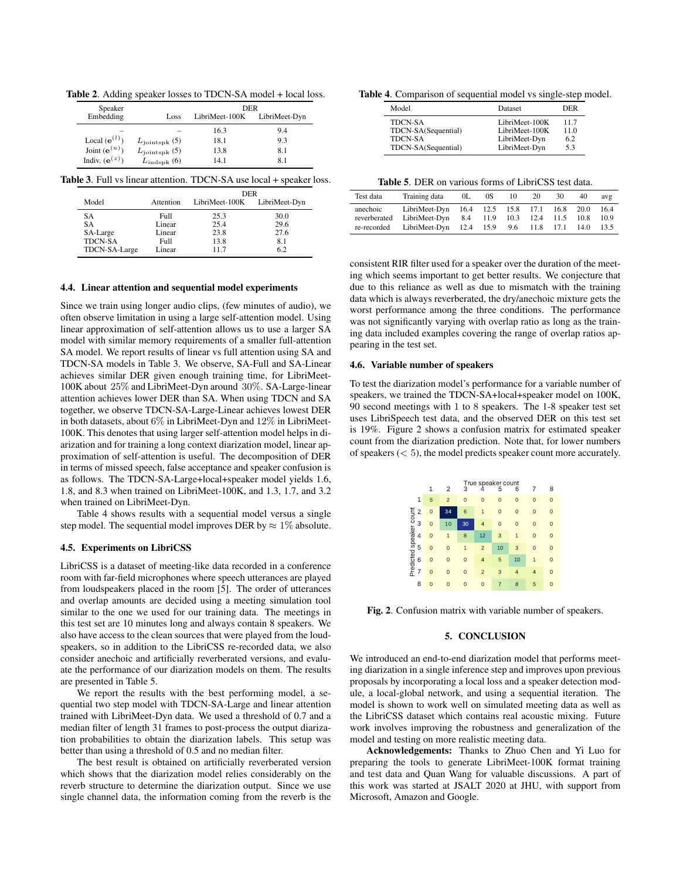**Table 2**. Adding speaker losses to TDCN-SA model + local loss.

| Speaker Embedding | Loss | DER | |
|---|---|---|---|
| | | LibriMeet-100K | LibriMeet-Dyn |
| – | – | 16.3 | 9.4 |
| Local ($\mathbf{e}^{(l)}$) | $L_{\text{jointspk}}$ (5) | 18.1 | 9.3 |
| Joint ($\mathbf{e}^{(u)}$) | $L_{\text{jointspk}}$ (5) | 13.8 | 8.1 |
| Indiv. ($\mathbf{e}^{(z)}$) | $L_{\text{indspk}}$ (6) | 14.1 | 8.1 |

**Table 3**. Full vs linear attention. TDCN-SA use local + speaker loss.

| Model | Attention | DER | |
|---|---|---|---|
| | | LibriMeet-100K | LibriMeet-Dyn |
| SA | Full | 25.3 | 30.0 |
| SA | Linear | 25.4 | 29.6 |
| SA-Large | Linear | 23.8 | 27.6 |
| TDCN-SA | Full | 13.8 | 8.1 |
| TDCN-SA-Large | Linear | 11.7 | 6.2 |

### 4.4. Linear attention and sequential model experiments

Since we train using longer audio clips, (few minutes of audio), we often observe limitation in using a large self-attention model. Using linear approximation of self-attention allows us to use a larger SA model with similar memory requirements of a smaller full-attention SA model. We report results of linear vs full attention using SA and TDCN-SA models in Table 3. We observe, SA-Full and SA-Linear achieves similar DER given enough training time, for LibriMeet-100K about $25\%$ and LibriMeet-Dyn around $30\%$. SA-Large-linear attention achieves lower DER than SA. When using TDCN and SA together, we observe TDCN-SA-Large-Linear achieves lowest DER in both datasets, about $6\%$ in LibriMeet-Dyn and $12\%$ in LibriMeet-100K. This denotes that using larger self-attention model helps in diarization and for training a long context diarization model, linear approximation of self-attention is useful. The decomposition of DER in terms of missed speech, false acceptance and speaker confusion is as follows. The TDCN-SA-Large+local+speaker model yields 1.6, 1.8, and 8.3 when trained on LibriMeet-100K, and 1.3, 1.7, and 3.2 when trained on LibriMeet-Dyn.

Table 4 shows results with a sequential model versus a single step model. The sequential model improves DER by $\approx 1\%$ absolute.

### 4.5. Experiments on LibriCSS

LibriCSS is a dataset of meeting-like data recorded in a conference room with far-field microphones where speech utterances are played from loudspeakers placed in the room [5]. The order of utterances and overlap amounts are decided using a meeting simulation tool similar to the one we used for our training data. The meetings in this test set are 10 minutes long and always contain 8 speakers. We also have access to the clean sources that were played from the loudspeakers, so in addition to the LibriCSS re-recorded data, we also consider anechoic and artificially reverberated versions, and evaluate the performance of our diarization models on them. The results are presented in Table 5.

We report the results with the best performing model, a sequential two step model with TDCN-SA-Large and linear attention trained with LibriMeet-Dyn data. We used a threshold of 0.7 and a median filter of length 31 frames to post-process the output diarization probabilities to obtain the diarization labels. This setup was better than using a threshold of 0.5 and no median filter.

The best result is obtained on artificially reverberated version which shows that the diarization model relies considerably on the reverb structure to determine the diarization output. Since we use single channel data, the information coming from the reverb is the consistent RIR filter used for a speaker over the duration of the meeting which seems important to get better results. We conjecture that due to this reliance as well as due to mismatch with the training data which is always reverberated, the dry/anechoic mixture gets the worst performance among the three conditions. The performance was not significantly varying with overlap ratio as long as the training data included examples covering the range of overlap ratios appearing in the test set.

**Table 4**. Comparison of sequential model vs single-step model.

| Model | Dataset | DER |
|---|---|---|
| TDCN-SA | LibriMeet-100K | 11.7 |
| TDCN-SA(Sequential) | LibriMeet-100K | 11.0 |
| TDCN-SA | LibriMeet-Dyn | 6.2 |
| TDCN-SA(Sequential) | LibriMeet-Dyn | 5.3 |

**Table 5**. DER on various forms of LibriCSS test data.

| Test data | Training data | 0L | 0S | 10 | 20 | 30 | 40 | avg |
|---|---|---|---|---|---|---|---|---|
| anechoic | LibriMeet-Dyn | 16.4 | 12.5 | 15.8 | 17.1 | 16.8 | 20.0 | 16.4 |
| reverberated | LibriMeet-Dyn | 8.4 | 11.9 | 10.3 | 12.4 | 11.5 | 10.8 | 10.9 |
| re-recorded | LibriMeet-Dyn | 12.4 | 15.9 | 9.6 | 11.8 | 17.1 | 14.0 | 13.5 |

### 4.6. Variable number of speakers

To test the diarization model's performance for a variable number of speakers, we trained the TDCN-SA+local+speaker model on 100K, 90 second meetings with 1 to 8 speakers. The 1-8 speaker test set uses LibriSpeech test data, and the observed DER on this test set is 19%. Figure 2 shows a confusion matrix for estimated speaker count from the diarization prediction. Note that, for lower numbers of speakers ($< 5$), the model predicts speaker count more accurately.

True speaker count
1 2 3 4 5 6 7 8
Predicted speaker count
1: 5 2 0 0 0 0 0 0
2: 0 34 6 1 0 0 0 0
3: 0 10 30 4 0 0 0 0
4: 0 1 8 12 3 1 0 0
5: 0 0 1 2 10 3 0 0
6: 0 0 0 4 5 10 1 0
7: 0 0 0 2 3 4 4 0
8: 0 0 0 0 7 8 5 0

**Fig. 2**. Confusion matrix with variable number of speakers.

## 5. CONCLUSION

We introduced an end-to-end diarization model that performs meeting diarization in a single inference step and improves upon previous proposals by incorporating a local loss and a speaker detection module, a local-global network, and using a sequential iteration. The model is shown to work well on simulated meeting data as well as the LibriCSS dataset which contains real acoustic mixing. Future work involves improving the robustness and generalization of the model and testing on more realistic meeting data.

**Acknowledgements:** Thanks to Zhuo Chen and Yi Luo for preparing the tools to generate LibriMeet-100K format training and test data and Quan Wang for valuable discussions. A part of this work was started at JSALT 2020 at JHU, with support from Microsoft, Amazon and Google.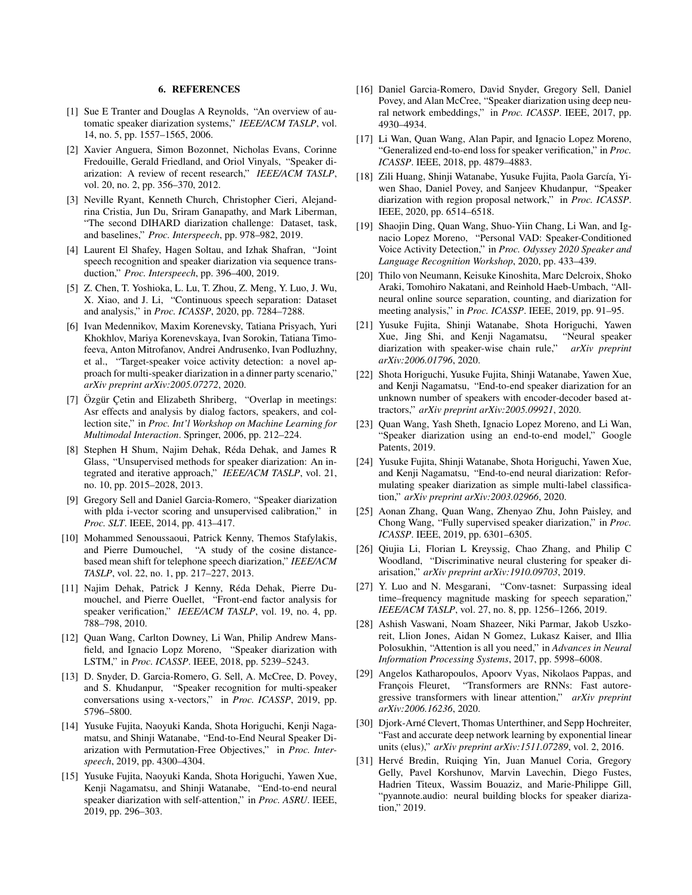## 6. REFERENCES

[1] Sue E Tranter and Douglas A Reynolds, "An overview of automatic speaker diarization systems," *IEEE/ACM TASLP*, vol. 14, no. 5, pp. 1557–1565, 2006.

[2] Xavier Anguera, Simon Bozonnet, Nicholas Evans, Corinne Fredouille, Gerald Friedland, and Oriol Vinyals, "Speaker diarization: A review of recent research," *IEEE/ACM TASLP*, vol. 20, no. 2, pp. 356–370, 2012.

[3] Neville Ryant, Kenneth Church, Christopher Cieri, Alejandrina Cristia, Jun Du, Sriram Ganapathy, and Mark Liberman, "The second DIHARD diarization challenge: Dataset, task, and baselines," *Proc. Interspeech*, pp. 978–982, 2019.

[4] Laurent El Shafey, Hagen Soltau, and Izhak Shafran, "Joint speech recognition and speaker diarization via sequence transduction," *Proc. Interspeech*, pp. 396–400, 2019.

[5] Z. Chen, T. Yoshioka, L. Lu, T. Zhou, Z. Meng, Y. Luo, J. Wu, X. Xiao, and J. Li, "Continuous speech separation: Dataset and analysis," in *Proc. ICASSP*, 2020, pp. 7284–7288.

[6] Ivan Medennikov, Maxim Korenevsky, Tatiana Prisyach, Yuri Khokhlov, Mariya Korenevskaya, Ivan Sorokin, Tatiana Timofeeva, Anton Mitrofanov, Andrei Andrusenko, Ivan Podluzhny, et al., "Target-speaker voice activity detection: a novel approach for multi-speaker diarization in a dinner party scenario," *arXiv preprint arXiv:2005.07272*, 2020.

[7] Özgür Çetin and Elizabeth Shriberg, "Overlap in meetings: Asr effects and analysis by dialog factors, speakers, and collection site," in *Proc. Int'l Workshop on Machine Learning for Multimodal Interaction*. Springer, 2006, pp. 212–224.

[8] Stephen H Shum, Najim Dehak, Réda Dehak, and James R Glass, "Unsupervised methods for speaker diarization: An integrated and iterative approach," *IEEE/ACM TASLP*, vol. 21, no. 10, pp. 2015–2028, 2013.

[9] Gregory Sell and Daniel Garcia-Romero, "Speaker diarization with plda i-vector scoring and unsupervised calibration," in *Proc. SLT*. IEEE, 2014, pp. 413–417.

[10] Mohammed Senoussaoui, Patrick Kenny, Themos Stafylakis, and Pierre Dumouchel, "A study of the cosine distance-based mean shift for telephone speech diarization," *IEEE/ACM TASLP*, vol. 22, no. 1, pp. 217–227, 2013.

[11] Najim Dehak, Patrick J Kenny, Réda Dehak, Pierre Dumouchel, and Pierre Ouellet, "Front-end factor analysis for speaker verification," *IEEE/ACM TASLP*, vol. 19, no. 4, pp. 788–798, 2010.

[12] Quan Wang, Carlton Downey, Li Wan, Philip Andrew Mansfield, and Ignacio Lopz Moreno, "Speaker diarization with LSTM," in *Proc. ICASSP*. IEEE, 2018, pp. 5239–5243.

[13] D. Snyder, D. Garcia-Romero, G. Sell, A. McCree, D. Povey, and S. Khudanpur, "Speaker recognition for multi-speaker conversations using x-vectors," in *Proc. ICASSP*, 2019, pp. 5796–5800.

[14] Yusuke Fujita, Naoyuki Kanda, Shota Horiguchi, Kenji Nagamatsu, and Shinji Watanabe, "End-to-End Neural Speaker Diarization with Permutation-Free Objectives," in *Proc. Interspeech*, 2019, pp. 4300–4304.

[15] Yusuke Fujita, Naoyuki Kanda, Shota Horiguchi, Yawen Xue, Kenji Nagamatsu, and Shinji Watanabe, "End-to-end neural speaker diarization with self-attention," in *Proc. ASRU*. IEEE, 2019, pp. 296–303.

[16] Daniel Garcia-Romero, David Snyder, Gregory Sell, Daniel Povey, and Alan McCree, "Speaker diarization using deep neural network embeddings," in *Proc. ICASSP*. IEEE, 2017, pp. 4930–4934.

[17] Li Wan, Quan Wang, Alan Papir, and Ignacio Lopez Moreno, "Generalized end-to-end loss for speaker verification," in *Proc. ICASSP*. IEEE, 2018, pp. 4879–4883.

[18] Zili Huang, Shinji Watanabe, Yusuke Fujita, Paola García, Yiwen Shao, Daniel Povey, and Sanjeev Khudanpur, "Speaker diarization with region proposal network," in *Proc. ICASSP*. IEEE, 2020, pp. 6514–6518.

[19] Shaojin Ding, Quan Wang, Shuo-Yiin Chang, Li Wan, and Ignacio Lopez Moreno, "Personal VAD: Speaker-Conditioned Voice Activity Detection," in *Proc. Odyssey 2020 Speaker and Language Recognition Workshop*, 2020, pp. 433–439.

[20] Thilo von Neumann, Keisuke Kinoshita, Marc Delcroix, Shoko Araki, Tomohiro Nakatani, and Reinhold Haeb-Umbach, "All-neural online source separation, counting, and diarization for meeting analysis," in *Proc. ICASSP*. IEEE, 2019, pp. 91–95.

[21] Yusuke Fujita, Shinji Watanabe, Shota Horiguchi, Yawen Xue, Jing Shi, and Kenji Nagamatsu, "Neural speaker diarization with speaker-wise chain rule," *arXiv preprint arXiv:2006.01796*, 2020.

[22] Shota Horiguchi, Yusuke Fujita, Shinji Watanabe, Yawen Xue, and Kenji Nagamatsu, "End-to-end speaker diarization for an unknown number of speakers with encoder-decoder based attractors," *arXiv preprint arXiv:2005.09921*, 2020.

[23] Quan Wang, Yash Sheth, Ignacio Lopez Moreno, and Li Wan, "Speaker diarization using an end-to-end model," Google Patents, 2019.

[24] Yusuke Fujita, Shinji Watanabe, Shota Horiguchi, Yawen Xue, and Kenji Nagamatsu, "End-to-end neural diarization: Reformulating speaker diarization as simple multi-label classification," *arXiv preprint arXiv:2003.02966*, 2020.

[25] Aonan Zhang, Quan Wang, Zhenyao Zhu, John Paisley, and Chong Wang, "Fully supervised speaker diarization," in *Proc. ICASSP*. IEEE, 2019, pp. 6301–6305.

[26] Qiujia Li, Florian L Kreyssig, Chao Zhang, and Philip C Woodland, "Discriminative neural clustering for speaker diarisation," *arXiv preprint arXiv:1910.09703*, 2019.

[27] Y. Luo and N. Mesgarani, "Conv-tasnet: Surpassing ideal time–frequency magnitude masking for speech separation," *IEEE/ACM TASLP*, vol. 27, no. 8, pp. 1256–1266, 2019.

[28] Ashish Vaswani, Noam Shazeer, Niki Parmar, Jakob Uszkoreit, Llion Jones, Aidan N Gomez, Lukasz Kaiser, and Illia Polosukhin, "Attention is all you need," in *Advances in Neural Information Processing Systems*, 2017, pp. 5998–6008.

[29] Angelos Katharopoulos, Apoorv Vyas, Nikolaos Pappas, and François Fleuret, "Transformers are RNNs: Fast autoregressive transformers with linear attention," *arXiv preprint arXiv:2006.16236*, 2020.

[30] Djork-Arné Clevert, Thomas Unterthiner, and Sepp Hochreiter, "Fast and accurate deep network learning by exponential linear units (elus)," *arXiv preprint arXiv:1511.07289*, vol. 2, 2016.

[31] Hervé Bredin, Ruiqing Yin, Juan Manuel Coria, Gregory Gelly, Pavel Korshunov, Marvin Lavechin, Diego Fustes, Hadrien Titeux, Wassim Bouaziz, and Marie-Philippe Gill, "pyannote.audio: neural building blocks for speaker diarization," 2019.